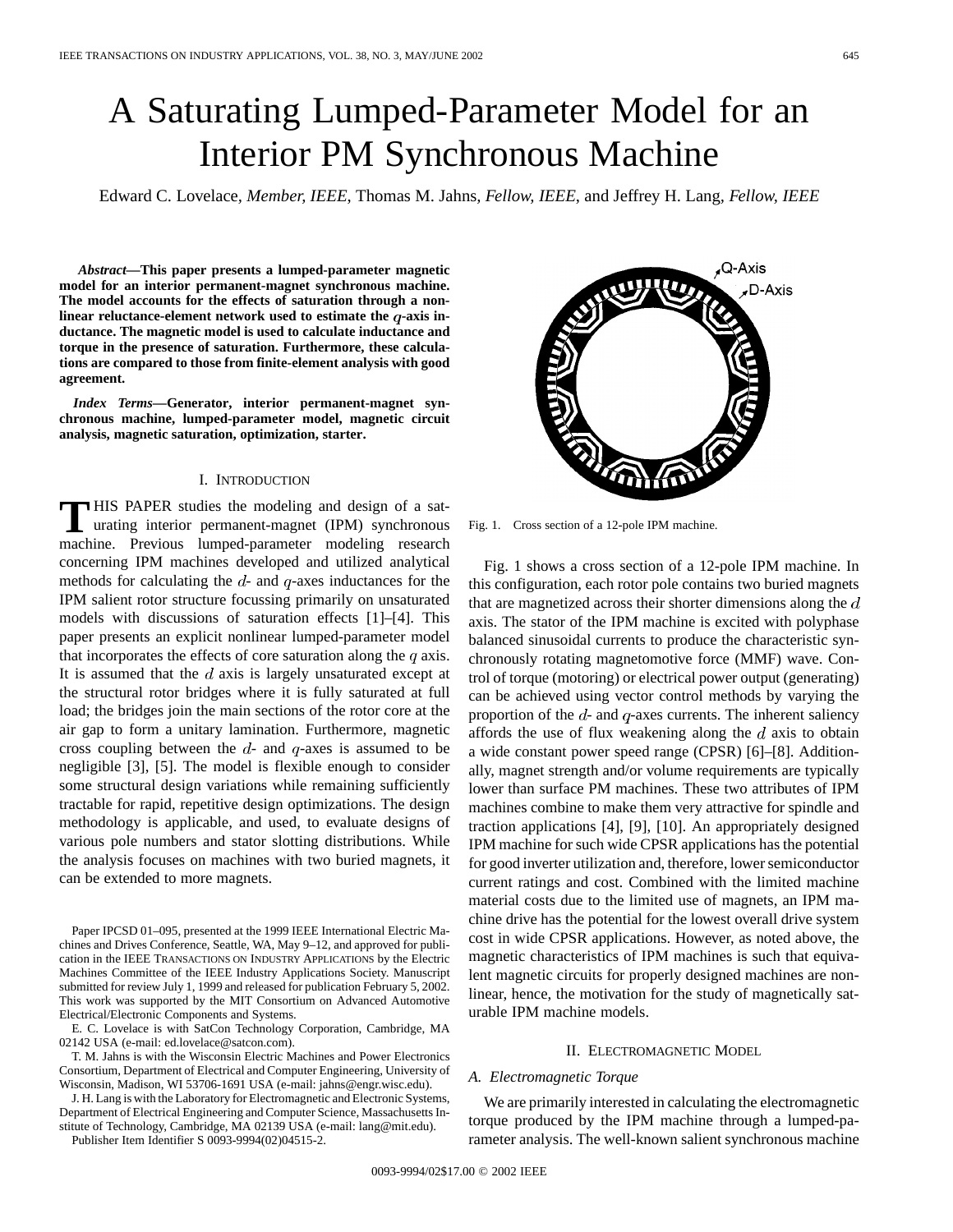# A Saturating Lumped-Parameter Model for an Interior PM Synchronous Machine

Edward C. Lovelace, *Member, IEEE*, Thomas M. Jahns, *Fellow, IEEE*, and Jeffrey H. Lang, *Fellow, IEEE*

***Abstract*—This paper presents a lumped-parameter magnetic model for an interior permanent-magnet synchronous machine. The model accounts for the effects of saturation through a nonlinear reluctance-element network used to estimate the $q$-axis inductance. The magnetic model is used to calculate inductance and torque in the presence of saturation. Furthermore, these calculations are compared to those from finite-element analysis with good agreement.**

***Index Terms*—Generator, interior permanent-magnet synchronous machine, lumped-parameter model, magnetic circuit analysis, magnetic saturation, optimization, starter.**

## I. Introduction

THIS PAPER studies the modeling and design of a saturating interior permanent-magnet (IPM) synchronous machine. Previous lumped-parameter modeling research concerning IPM machines developed and utilized analytical methods for calculating the $d$- and $q$-axes inductances for the IPM salient rotor structure focussing primarily on unsaturated models with discussions of saturation effects [1]–[4]. This paper presents an explicit nonlinear lumped-parameter model that incorporates the effects of core saturation along the $q$ axis. It is assumed that the $d$ axis is largely unsaturated except at the structural rotor bridges where it is fully saturated at full load; the bridges join the main sections of the rotor core at the air gap to form a unitary lamination. Furthermore, magnetic cross coupling between the $d$- and $q$-axes is assumed to be negligible [3], [5]. The model is flexible enough to consider some structural design variations while remaining sufficiently tractable for rapid, repetitive design optimizations. The design methodology is applicable, and used, to evaluate designs of various pole numbers and stator slotting distributions. While the analysis focuses on machines with two buried magnets, it can be extended to more magnets.

Paper IPCSD 01–095, presented at the 1999 IEEE International Electric Machines and Drives Conference, Seattle, WA, May 9–12, and approved for publication in the IEEE TRANSACTIONS ON INDUSTRY APPLICATIONS by the Electric Machines Committee of the IEEE Industry Applications Society. Manuscript submitted for review July 1, 1999 and released for publication February 5, 2002. This work was supported by the MIT Consortium on Advanced Automotive Electrical/Electronic Components and Systems.

E. C. Lovelace is with SatCon Technology Corporation, Cambridge, MA 02142 USA (e-mail: ed.lovelace@satcon.com).

T. M. Jahns is with the Wisconsin Electric Machines and Power Electronics Consortium, Department of Electrical and Computer Engineering, University of Wisconsin, Madison, WI 53706-1691 USA (e-mail: jahns@engr.wisc.edu).

J. H. Lang is with the Laboratory for Electromagnetic and Electronic Systems, Department of Electrical Engineering and Computer Science, Massachusetts Institute of Technology, Cambridge, MA 02139 USA (e-mail: lang@mit.edu).

Publisher Item Identifier S 0093-9994(02)04515-2.

Fig. 1. Cross section of a 12-pole IPM machine.

Fig. 1 shows a cross section of a 12-pole IPM machine. In this configuration, each rotor pole contains two buried magnets that are magnetized across their shorter dimensions along the $d$ axis. The stator of the IPM machine is excited with polyphase balanced sinusoidal currents to produce the characteristic synchronously rotating magnetomotive force (MMF) wave. Control of torque (motoring) or electrical power output (generating) can be achieved using vector control methods by varying the proportion of the $d$- and $q$-axes currents. The inherent saliency affords the use of flux weakening along the $d$ axis to obtain a wide constant power speed range (CPSR) [6]–[8]. Additionally, magnet strength and/or volume requirements are typically lower than surface PM machines. These two attributes of IPM machines combine to make them very attractive for spindle and traction applications [4], [9], [10]. An appropriately designed IPM machine for such wide CPSR applications has the potential for good inverter utilization and, therefore, lower semiconductor current ratings and cost. Combined with the limited machine material costs due to the limited use of magnets, an IPM machine drive has the potential for the lowest overall drive system cost in wide CPSR applications. However, as noted above, the magnetic characteristics of IPM machines is such that equivalent magnetic circuits for properly designed machines are nonlinear, hence, the motivation for the study of magnetically saturable IPM machine models.

## II. Electromagnetic Model

### A. Electromagnetic Torque

We are primarily interested in calculating the electromagnetic torque produced by the IPM machine through a lumped-parameter analysis. The well-known salient synchronous machine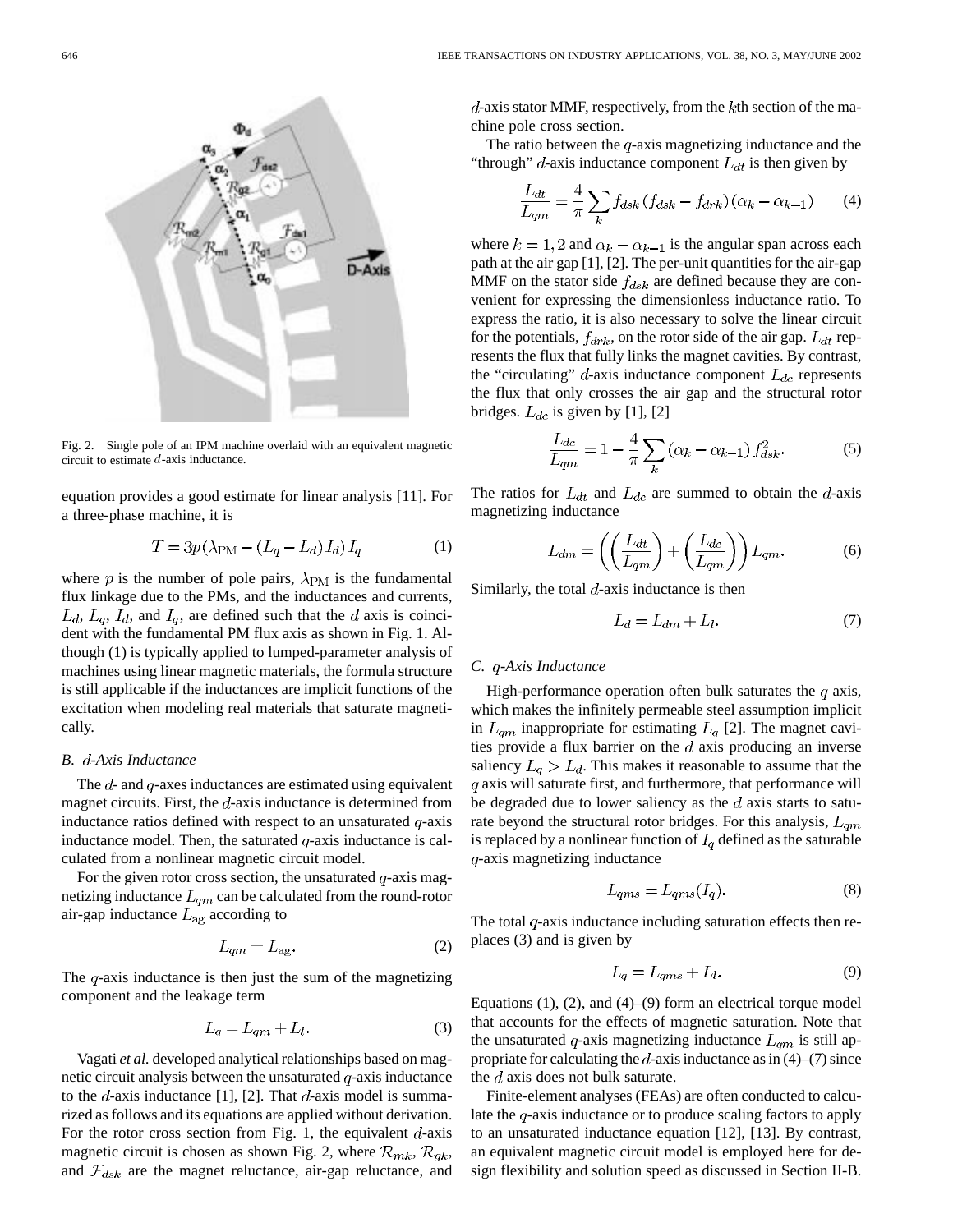Fig. 2. Single pole of an IPM machine overlaid with an equivalent magnetic circuit to estimate $d$-axis inductance.

equation provides a good estimate for linear analysis [11]. For a three-phase machine, it is

$$T = 3p\left(\lambda_{\mathrm{PM}} - (L_q - L_d)\, I_d\right) I_q \tag{1}$$

where $p$ is the number of pole pairs, $\lambda_{\mathrm{PM}}$ is the fundamental flux linkage due to the PMs, and the inductances and currents, $L_d$, $L_q$, $I_d$, and $I_q$, are defined such that the $d$ axis is coincident with the fundamental PM flux axis as shown in Fig. 1. Although (1) is typically applied to lumped-parameter analysis of machines using linear magnetic materials, the formula structure is still applicable if the inductances are implicit functions of the excitation when modeling real materials that saturate magnetically.

### B. $d$-Axis Inductance

The $d$- and $q$-axes inductances are estimated using equivalent magnet circuits. First, the $d$-axis inductance is determined from inductance ratios defined with respect to an unsaturated $q$-axis inductance model. Then, the saturated $q$-axis inductance is calculated from a nonlinear magnetic circuit model.

For the given rotor cross section, the unsaturated $q$-axis magnetizing inductance $L_{qm}$ can be calculated from the round-rotor air-gap inductance $L_{\mathrm{ag}}$ according to

$$L_{qm} = L_{\mathrm{ag}}. \tag{2}$$

The $q$-axis inductance is then just the sum of the magnetizing component and the leakage term

$$L_q = L_{qm} + L_l. \tag{3}$$

Vagati *et al.* developed analytical relationships based on magnetic circuit analysis between the unsaturated $q$-axis inductance to the $d$-axis inductance [1], [2]. That $d$-axis model is summarized as follows and its equations are applied without derivation. For the rotor cross section from Fig. 1, the equivalent $d$-axis magnetic circuit is chosen as shown Fig. 2, where $\mathcal{R}_{mk}$, $\mathcal{R}_{gk}$, and $\mathcal{F}_{dsk}$ are the magnet reluctance, air-gap reluctance, and $d$-axis stator MMF, respectively, from the $k$th section of the machine pole cross section.

The ratio between the $q$-axis magnetizing inductance and the "through" $d$-axis inductance component $L_{dt}$ is then given by

$$\frac{L_{dt}}{L_{qm}} = \frac{4}{\pi} \sum_k f_{dsk}\left(f_{dsk} - f_{drk}\right)\left(\alpha_k - \alpha_{k-1}\right) \tag{4}$$

where $k = 1, 2$ and $\alpha_k - \alpha_{k-1}$ is the angular span across each path at the air gap [1], [2]. The per-unit quantities for the air-gap MMF on the stator side $f_{dsk}$ are defined because they are convenient for expressing the dimensionless inductance ratio. To express the ratio, it is also necessary to solve the linear circuit for the potentials, $f_{drk}$, on the rotor side of the air gap. $L_{dt}$ represents the flux that fully links the magnet cavities. By contrast, the "circulating" $d$-axis inductance component $L_{dc}$ represents the flux that only crosses the air gap and the structural rotor bridges. $L_{dc}$ is given by [1], [2]

$$\frac{L_{dc}}{L_{qm}} = 1 - \frac{4}{\pi} \sum_k \left(\alpha_k - \alpha_{k-1}\right) f_{dsk}^2. \tag{5}$$

The ratios for $L_{dt}$ and $L_{dc}$ are summed to obtain the $d$-axis magnetizing inductance

$$L_{dm} = \left(\left(\frac{L_{dt}}{L_{qm}}\right) + \left(\frac{L_{dc}}{L_{qm}}\right)\right) L_{qm}. \tag{6}$$

Similarly, the total $d$-axis inductance is then

$$L_d = L_{dm} + L_l. \tag{7}$$

### C. $q$-Axis Inductance

High-performance operation often bulk saturates the $q$ axis, which makes the infinitely permeable steel assumption implicit in $L_{qm}$ inappropriate for estimating $L_q$ [2]. The magnet cavities provide a flux barrier on the $d$ axis producing an inverse saliency $L_q > L_d$. This makes it reasonable to assume that the $q$ axis will saturate first, and furthermore, that performance will be degraded due to lower saliency as the $d$ axis starts to saturate beyond the structural rotor bridges. For this analysis, $L_{qm}$ is replaced by a nonlinear function of $I_q$ defined as the saturable $q$-axis magnetizing inductance

$$L_{qms} = L_{qms}(I_q). \tag{8}$$

The total $q$-axis inductance including saturation effects then replaces (3) and is given by

$$L_q = L_{qms} + L_l. \tag{9}$$

Equations (1), (2), and (4)–(9) form an electrical torque model that accounts for the effects of magnetic saturation. Note that the unsaturated $q$-axis magnetizing inductance $L_{qm}$ is still appropriate for calculating the $d$-axis inductance as in (4)–(7) since the $d$ axis does not bulk saturate.

Finite-element analyses (FEAs) are often conducted to calculate the $q$-axis inductance or to produce scaling factors to apply to an unsaturated inductance equation [12], [13]. By contrast, an equivalent magnetic circuit model is employed here for design flexibility and solution speed as discussed in Section II-B.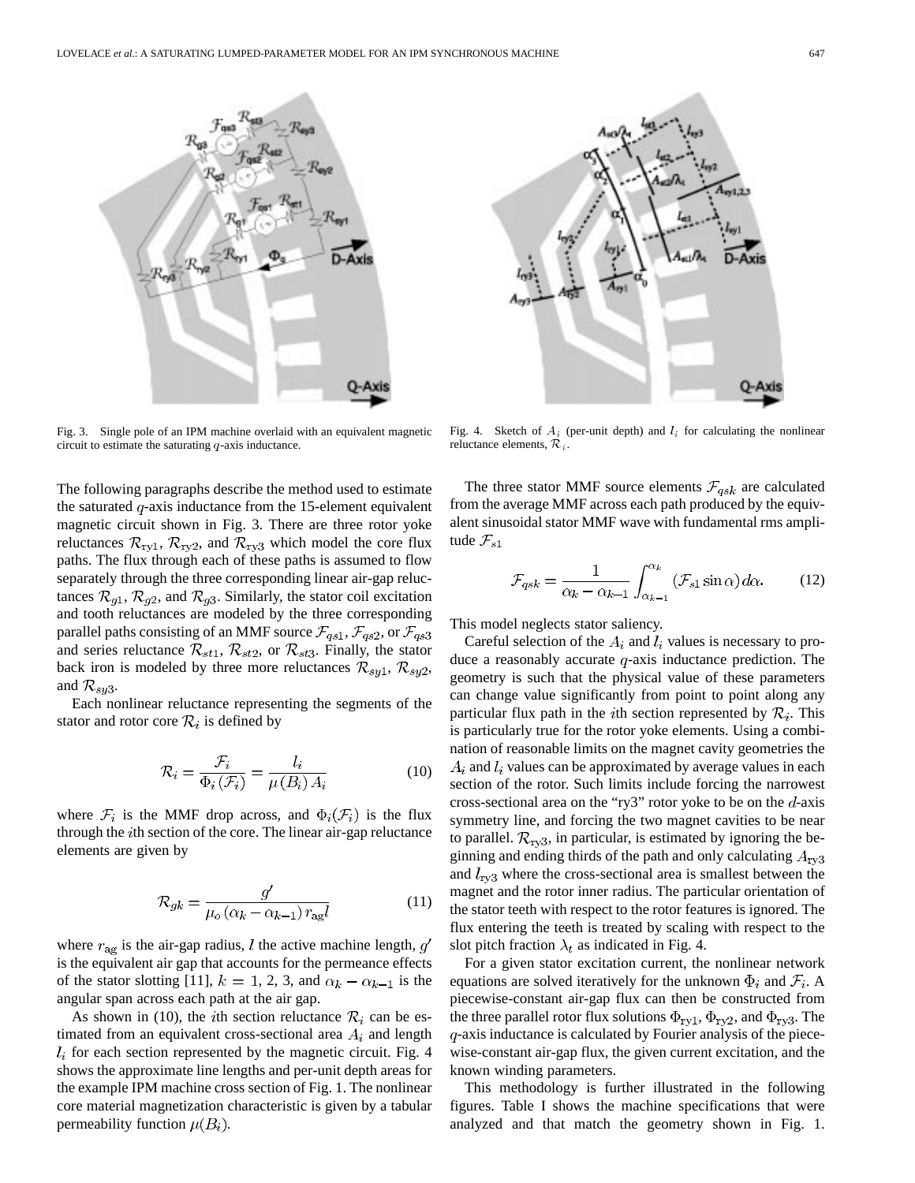Fig. 3. Single pole of an IPM machine overlaid with an equivalent magnetic circuit to estimate the saturating $q$-axis inductance.

Fig. 4. Sketch of $A_i$ (per-unit depth) and $l_i$ for calculating the nonlinear reluctance elements, $\mathcal{R}_i$.

The following paragraphs describe the method used to estimate the saturated $q$-axis inductance from the 15-element equivalent magnetic circuit shown in Fig. 3. There are three rotor yoke reluctances $\mathcal{R}_{\mathrm{ry1}}$, $\mathcal{R}_{\mathrm{ry2}}$, and $\mathcal{R}_{\mathrm{ry3}}$ which model the core flux paths. The flux through each of these paths is assumed to flow separately through the three corresponding linear air-gap reluctances $\mathcal{R}_{g1}$, $\mathcal{R}_{g2}$, and $\mathcal{R}_{g3}$. Similarly, the stator coil excitation and tooth reluctances are modeled by the three corresponding parallel paths consisting of an MMF source $\mathcal{F}_{qs1}$, $\mathcal{F}_{qs2}$, or $\mathcal{F}_{qs3}$ and series reluctance $\mathcal{R}_{st1}$, $\mathcal{R}_{st2}$, or $\mathcal{R}_{st3}$. Finally, the stator back iron is modeled by three more reluctances $\mathcal{R}_{sy1}$, $\mathcal{R}_{sy2}$, and $\mathcal{R}_{sy3}$.

Each nonlinear reluctance representing the segments of the stator and rotor core $\mathcal{R}_i$ is defined by

$$\mathcal{R}_i = \frac{\mathcal{F}_i}{\Phi_i(\mathcal{F}_i)} = \frac{l_i}{\mu(B_i)\,A_i} \tag{10}$$

where $\mathcal{F}_i$ is the MMF drop across, and $\Phi_i(\mathcal{F}_i)$ is the flux through the $i$th section of the core. The linear air-gap reluctance elements are given by

$$\mathcal{R}_{gk} = \frac{g'}{\mu_o\,(\alpha_k - \alpha_{k-1})\,r_{\mathrm{ag}} l} \tag{11}$$

where $r_{\mathrm{ag}}$ is the air-gap radius, $l$ the active machine length, $g'$ is the equivalent air gap that accounts for the permeance effects of the stator slotting [11], $k = 1, 2, 3$, and $\alpha_k - \alpha_{k-1}$ is the angular span across each path at the air gap.

As shown in (10), the $i$th section reluctance $\mathcal{R}_i$ can be estimated from an equivalent cross-sectional area $A_i$ and length $l_i$ for each section represented by the magnetic circuit. Fig. 4 shows the approximate line lengths and per-unit depth areas for the example IPM machine cross section of Fig. 1. The nonlinear core material magnetization characteristic is given by a tabular permeability function $\mu(B_i)$.

The three stator MMF source elements $\mathcal{F}_{qsk}$ are calculated from the average MMF across each path produced by the equivalent sinusoidal stator MMF wave with fundamental rms amplitude $\mathcal{F}_{s1}$

$$\mathcal{F}_{qsk} = \frac{1}{\alpha_k - \alpha_{k-1}} \int_{\alpha_{k-1}}^{\alpha_k} (\mathcal{F}_{s1}\sin\alpha)\,d\alpha. \tag{12}$$

This model neglects stator saliency.

Careful selection of the $A_i$ and $l_i$ values is necessary to produce a reasonably accurate $q$-axis inductance prediction. The geometry is such that the physical value of these parameters can change value significantly from point to point along any particular flux path in the $i$th section represented by $\mathcal{R}_i$. This is particularly true for the rotor yoke elements. Using a combination of reasonable limits on the magnet cavity geometries the $A_i$ and $l_i$ values can be approximated by average values in each section of the rotor. Such limits include forcing the narrowest cross-sectional area on the "ry3" rotor yoke to be on the $d$-axis symmetry line, and forcing the two magnet cavities to be near to parallel. $\mathcal{R}_{\mathrm{ry3}}$, in particular, is estimated by ignoring the beginning and ending thirds of the path and only calculating $A_{\mathrm{ry3}}$ and $l_{\mathrm{ry3}}$ where the cross-sectional area is smallest between the magnet and the rotor inner radius. The particular orientation of the stator teeth with respect to the rotor features is ignored. The flux entering the teeth is treated by scaling with respect to the slot pitch fraction $\lambda_t$ as indicated in Fig. 4.

For a given stator excitation current, the nonlinear network equations are solved iteratively for the unknown $\Phi_i$ and $\mathcal{F}_i$. A piecewise-constant air-gap flux can then be constructed from the three parallel rotor flux solutions $\Phi_{\mathrm{ry1}}$, $\Phi_{\mathrm{ry2}}$, and $\Phi_{\mathrm{ry3}}$. The $q$-axis inductance is calculated by Fourier analysis of the piecewise-constant air-gap flux, the given current excitation, and the known winding parameters.

This methodology is further illustrated in the following figures. Table I shows the machine specifications that were analyzed and that match the geometry shown in Fig. 1.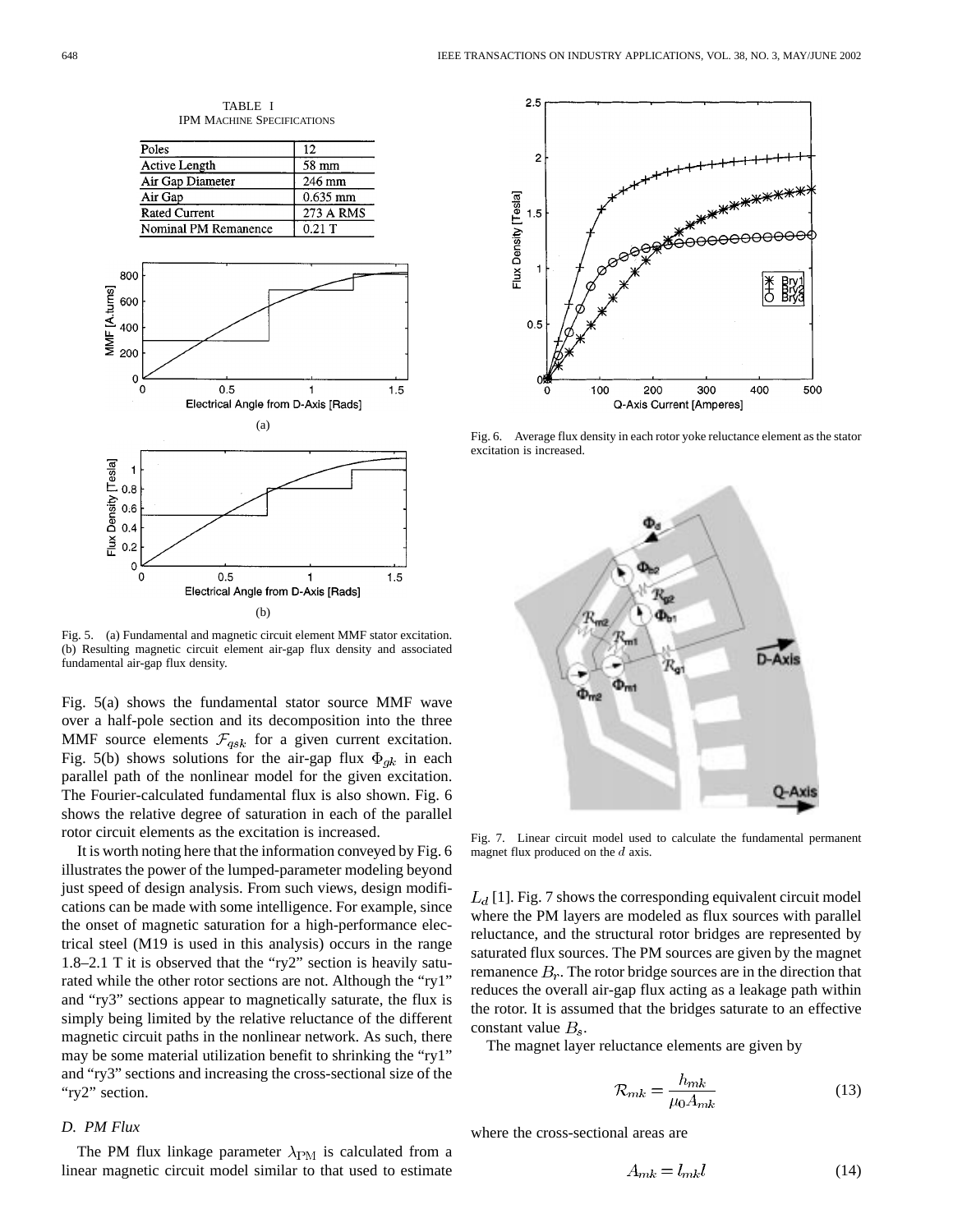TABLE I
IPM MACHINE SPECIFICATIONS

| Poles | 12 |
|---|---|
| Active Length | 58 mm |
| Air Gap Diameter | 246 mm |
| Air Gap | 0.635 mm |
| Rated Current | 273 A RMS |
| Nominal PM Remanence | 0.21 T |

Fig. 5. (a) Fundamental and magnetic circuit element MMF stator excitation. (b) Resulting magnetic circuit element air-gap flux density and associated fundamental air-gap flux density.

Fig. 5(a) shows the fundamental stator source MMF wave over a half-pole section and its decomposition into the three MMF source elements $\mathcal{F}_{qsk}$ for a given current excitation. Fig. 5(b) shows solutions for the air-gap flux $\Phi_{gk}$ in each parallel path of the nonlinear model for the given excitation. The Fourier-calculated fundamental flux is also shown. Fig. 6 shows the relative degree of saturation in each of the parallel rotor circuit elements as the excitation is increased.

It is worth noting here that the information conveyed by Fig. 6 illustrates the power of the lumped-parameter modeling beyond just speed of design analysis. From such views, design modifications can be made with some intelligence. For example, since the onset of magnetic saturation for a high-performance electrical steel (M19 is used in this analysis) occurs in the range 1.8–2.1 T it is observed that the "ry2" section is heavily saturated while the other rotor sections are not. Although the "ry1" and "ry3" sections appear to magnetically saturate, the flux is simply being limited by the relative reluctance of the different magnetic circuit paths in the nonlinear network. As such, there may be some material utilization benefit to shrinking the "ry1" and "ry3" sections and increasing the cross-sectional size of the "ry2" section.

### D. PM Flux

The PM flux linkage parameter $\lambda_{\text{PM}}$ is calculated from a linear magnetic circuit model similar to that used to estimate $L_d$ [1]. Fig. 7 shows the corresponding equivalent circuit model where the PM layers are modeled as flux sources with parallel reluctance, and the structural rotor bridges are represented by saturated flux sources. The PM sources are given by the magnet remanence $B_r$. The rotor bridge sources are in the direction that reduces the overall air-gap flux acting as a leakage path within the rotor. It is assumed that the bridges saturate to an effective constant value $B_s$.

Fig. 6. Average flux density in each rotor yoke reluctance element as the stator excitation is increased.

Fig. 7. Linear circuit model used to calculate the fundamental permanent magnet flux produced on the $d$ axis.

The magnet layer reluctance elements are given by

$$\mathcal{R}_{mk} = \frac{h_{mk}}{\mu_0 A_{mk}} \tag{13}$$

where the cross-sectional areas are

$$A_{mk} = l_{mk} l \tag{14}$$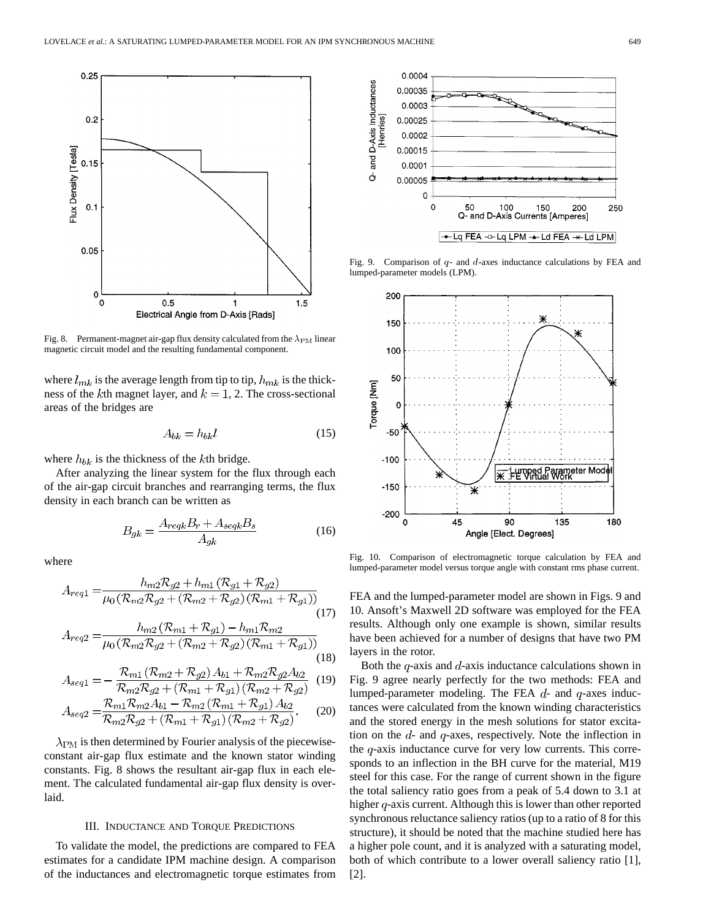Fig. 8. Permanent-magnet air-gap flux density calculated from the $\lambda_{\rm PM}$ linear magnetic circuit model and the resulting fundamental component.

where $l_{mk}$ is the average length from tip to tip, $h_{mk}$ is the thickness of the $k$th magnet layer, and $k = 1, 2$. The cross-sectional areas of the bridges are

$$A_{bk} = h_{bk} l \tag{15}$$

where $h_{bk}$ is the thickness of the $k$th bridge.

After analyzing the linear system for the flux through each of the air-gap circuit branches and rearranging terms, the flux density in each branch can be written as

$$B_{gk} = \frac{A_{reqk} B_r + A_{seqk} B_s}{A_{gk}} \tag{16}$$

where

$$A_{req1} = \frac{h_{m2}\mathcal{R}_{g2} + h_{m1}(\mathcal{R}_{g1} + \mathcal{R}_{g2})}{\mu_0(\mathcal{R}_{m2}\mathcal{R}_{g2} + (\mathcal{R}_{m2} + \mathcal{R}_{g2})(\mathcal{R}_{m1} + \mathcal{R}_{g1}))} \tag{17}$$

$$A_{req2} = \frac{h_{m2}(\mathcal{R}_{m1} + \mathcal{R}_{g1}) - h_{m1}\mathcal{R}_{m2}}{\mu_0(\mathcal{R}_{m2}\mathcal{R}_{g2} + (\mathcal{R}_{m2} + \mathcal{R}_{g2})(\mathcal{R}_{m1} + \mathcal{R}_{g1}))} \tag{18}$$

$$A_{seq1} = -\frac{\mathcal{R}_{m1}(\mathcal{R}_{m2} + \mathcal{R}_{g2})A_{b1} + \mathcal{R}_{m2}\mathcal{R}_{g2}A_{b2}}{\mathcal{R}_{m2}\mathcal{R}_{g2} + (\mathcal{R}_{m1} + \mathcal{R}_{g1})(\mathcal{R}_{m2} + \mathcal{R}_{g2})} \tag{19}$$

$$A_{seq2} = \frac{\mathcal{R}_{m1}\mathcal{R}_{m2}A_{b1} - \mathcal{R}_{m2}(\mathcal{R}_{m1} + \mathcal{R}_{g1})A_{b2}}{\mathcal{R}_{m2}\mathcal{R}_{g2} + (\mathcal{R}_{m1} + \mathcal{R}_{g1})(\mathcal{R}_{m2} + \mathcal{R}_{g2})}. \tag{20}$$

$\lambda_{\rm PM}$ is then determined by Fourier analysis of the piecewise-constant air-gap flux estimate and the known stator winding constants. Fig. 8 shows the resultant air-gap flux in each element. The calculated fundamental air-gap flux density is overlaid.

## III. Inductance and Torque Predictions

To validate the model, the predictions are compared to FEA estimates for a candidate IPM machine design. A comparison of the inductances and electromagnetic torque estimates from FEA and the lumped-parameter model are shown in Figs. 9 and 10. Ansoft's Maxwell 2D software was employed for the FEA results. Although only one example is shown, similar results have been achieved for a number of designs that have two PM layers in the rotor.

Fig. 9. Comparison of $q$- and $d$-axes inductance calculations by FEA and lumped-parameter models (LPM).

Fig. 10. Comparison of electromagnetic torque calculation by FEA and lumped-parameter model versus torque angle with constant rms phase current.

Both the $q$-axis and $d$-axis inductance calculations shown in Fig. 9 agree nearly perfectly for the two methods: FEA and lumped-parameter modeling. The FEA $d$- and $q$-axes inductances were calculated from the known winding characteristics and the stored energy in the mesh solutions for stator excitation on the $d$- and $q$-axes, respectively. Note the inflection in the $q$-axis inductance curve for very low currents. This corresponds to an inflection in the BH curve for the material, M19 steel for this case. For the range of current shown in the figure the total saliency ratio goes from a peak of 5.4 down to 3.1 at higher $q$-axis current. Although this is lower than other reported synchronous reluctance saliency ratios (up to a ratio of 8 for this structure), it should be noted that the machine studied here has a higher pole count, and it is analyzed with a saturating model, both of which contribute to a lower overall saliency ratio [1], [2].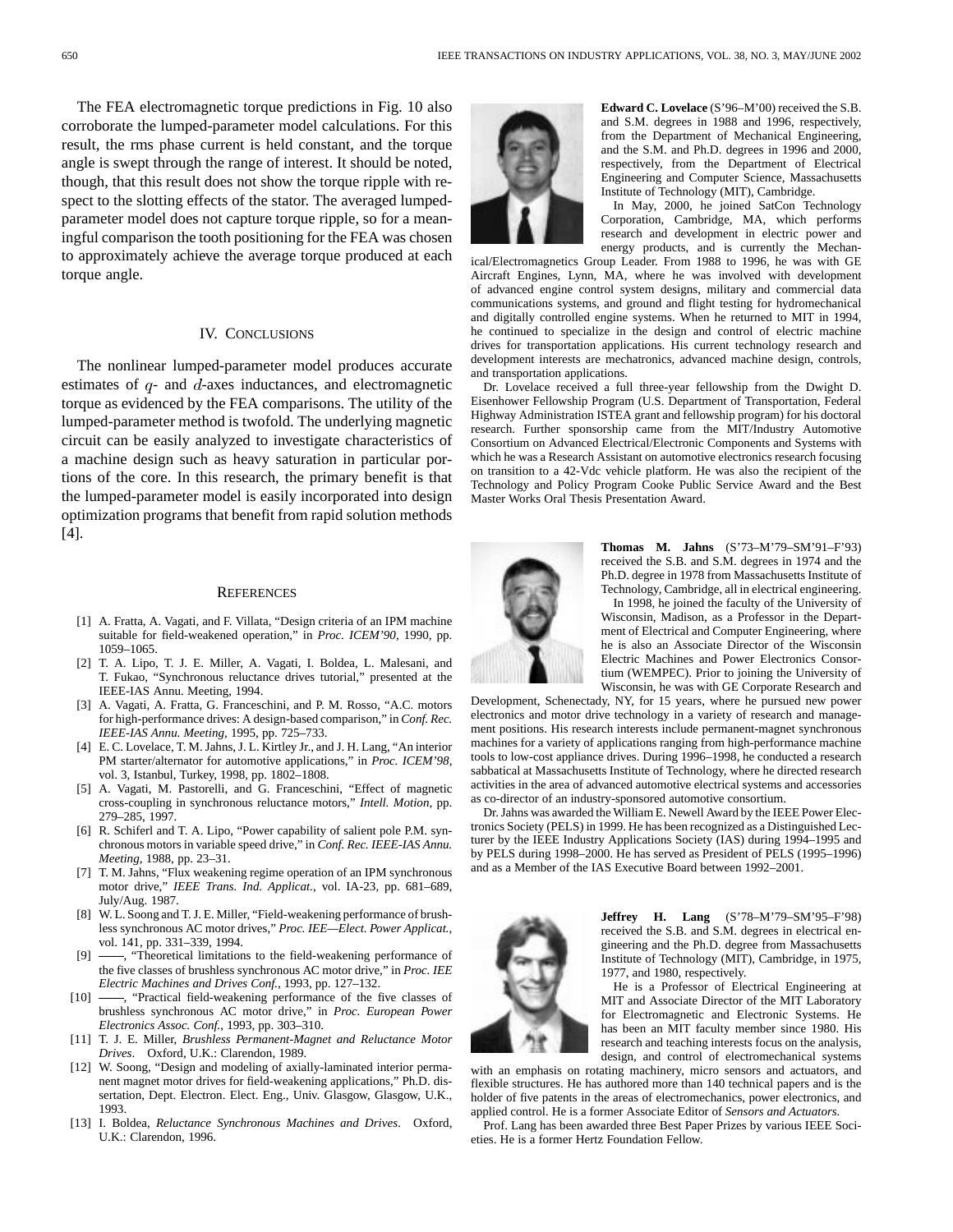The FEA electromagnetic torque predictions in Fig. 10 also corroborate the lumped-parameter model calculations. For this result, the rms phase current is held constant, and the torque angle is swept through the range of interest. It should be noted, though, that this result does not show the torque ripple with respect to the slotting effects of the stator. The averaged lumped-parameter model does not capture torque ripple, so for a meaningful comparison the tooth positioning for the FEA was chosen to approximately achieve the average torque produced at each torque angle.

## IV. Conclusions

The nonlinear lumped-parameter model produces accurate estimates of $q$- and $d$-axes inductances, and electromagnetic torque as evidenced by the FEA comparisons. The utility of the lumped-parameter method is twofold. The underlying magnetic circuit can be easily analyzed to investigate characteristics of a machine design such as heavy saturation in particular portions of the core. In this research, the primary benefit is that the lumped-parameter model is easily incorporated into design optimization programs that benefit from rapid solution methods [4].

## References

[1] A. Fratta, A. Vagati, and F. Villata, "Design criteria of an IPM machine suitable for field-weakened operation," in *Proc. ICEM'90*, 1990, pp. 1059–1065.

[2] T. A. Lipo, T. J. E. Miller, A. Vagati, I. Boldea, L. Malesani, and T. Fukao, "Synchronous reluctance drives tutorial," presented at the IEEE-IAS Annu. Meeting, 1994.

[3] A. Vagati, A. Fratta, G. Franceschini, and P. M. Rosso, "A.C. motors for high-performance drives: A design-based comparison," in *Conf. Rec. IEEE-IAS Annu. Meeting*, 1995, pp. 725–733.

[4] E. C. Lovelace, T. M. Jahns, J. L. Kirtley Jr., and J. H. Lang, "An interior PM starter/alternator for automotive applications," in *Proc. ICEM'98*, vol. 3, Istanbul, Turkey, 1998, pp. 1802–1808.

[5] A. Vagati, M. Pastorelli, and G. Franceschini, "Effect of magnetic cross-coupling in synchronous reluctance motors," *Intell. Motion*, pp. 279–285, 1997.

[6] R. Schiferl and T. A. Lipo, "Power capability of salient pole P.M. synchronous motors in variable speed drive," in *Conf. Rec. IEEE-IAS Annu. Meeting*, 1988, pp. 23–31.

[7] T. M. Jahns, "Flux weakening regime operation of an IPM synchronous motor drive," *IEEE Trans. Ind. Applicat.*, vol. IA-23, pp. 681–689, July/Aug. 1987.

[8] W. L. Soong and T. J. E. Miller, "Field-weakening performance of brushless synchronous AC motor drives," *Proc. IEE—Elect. Power Applicat.*, vol. 141, pp. 331–339, 1994.

[9] ——, "Theoretical limitations to the field-weakening performance of the five classes of brushless synchronous AC motor drive," in *Proc. IEE Electric Machines and Drives Conf.*, 1993, pp. 127–132.

[10] ——, "Practical field-weakening performance of the five classes of brushless synchronous AC motor drive," in *Proc. European Power Electronics Assoc. Conf.*, 1993, pp. 303–310.

[11] T. J. E. Miller, *Brushless Permanent-Magnet and Reluctance Motor Drives*. Oxford, U.K.: Clarendon, 1989.

[12] W. Soong, "Design and modeling of axially-laminated interior permanent magnet motor drives for field-weakening applications," Ph.D. dissertation, Dept. Electron. Elect. Eng., Univ. Glasgow, Glasgow, U.K., 1993.

[13] I. Boldea, *Reluctance Synchronous Machines and Drives*. Oxford, U.K.: Clarendon, 1996.

**Edward C. Lovelace** (S'96–M'00) received the S.B. and S.M. degrees in 1988 and 1996, respectively, from the Department of Mechanical Engineering, and the S.M. and Ph.D. degrees in 1996 and 2000, respectively, from the Department of Electrical Engineering and Computer Science, Massachusetts Institute of Technology (MIT), Cambridge.

In May, 2000, he joined SatCon Technology Corporation, Cambridge, MA, which performs research and development in electric power and energy products, and is currently the Mechanical/Electromagnetics Group Leader. From 1988 to 1996, he was with GE Aircraft Engines, Lynn, MA, where he was involved with development of advanced engine control system designs, military and commercial data communications systems, and ground and flight testing for hydromechanical and digitally controlled engine systems. When he returned to MIT in 1994, he continued to specialize in the design and control of electric machine drives for transportation applications. His current technology research and development interests are mechatronics, advanced machine design, controls, and transportation applications.

Dr. Lovelace received a full three-year fellowship from the Dwight D. Eisenhower Fellowship Program (U.S. Department of Transportation, Federal Highway Administration ISTEA grant and fellowship program) for his doctoral research. Further sponsorship came from the MIT/Industry Automotive Consortium on Advanced Electrical/Electronic Components and Systems with which he was a Research Assistant on automotive electronics research focusing on transition to a 42-Vdc vehicle platform. He was also the recipient of the Technology and Policy Program Cooke Public Service Award and the Best Master Works Oral Thesis Presentation Award.

**Thomas M. Jahns** (S'73–M'79–SM'91–F'93) received the S.B. and S.M. degrees in 1974 and the Ph.D. degree in 1978 from Massachusetts Institute of Technology, Cambridge, all in electrical engineering.

In 1998, he joined the faculty of the University of Wisconsin, Madison, as a Professor in the Department of Electrical and Computer Engineering, where he is also an Associate Director of the Wisconsin Electric Machines and Power Electronics Consortium (WEMPEC). Prior to joining the University of Wisconsin, he was with GE Corporate Research and Development, Schenectady, NY, for 15 years, where he pursued new power electronics and motor drive technology in a variety of research and management positions. His research interests include permanent-magnet synchronous machines for a variety of applications ranging from high-performance machine tools to low-cost appliance drives. During 1996–1998, he conducted a research sabbatical at Massachusetts Institute of Technology, where he directed research activities in the area of advanced automotive electrical systems and accessories as co-director of an industry-sponsored automotive consortium.

Dr. Jahns was awarded the William E. Newell Award by the IEEE Power Electronics Society (PELS) in 1999. He has been recognized as a Distinguished Lecturer by the IEEE Industry Applications Society (IAS) during 1994–1995 and by PELS during 1998–2000. He has served as President of PELS (1995–1996) and as a Member of the IAS Executive Board between 1992–2001.

**Jeffrey H. Lang** (S'78–M'79–SM'95–F'98) received the S.B. and S.M. degrees in electrical engineering and the Ph.D. degree from Massachusetts Institute of Technology (MIT), Cambridge, in 1975, 1977, and 1980, respectively.

He is a Professor of Electrical Engineering at MIT and Associate Director of the MIT Laboratory for Electromagnetic and Electronic Systems. He has been an MIT faculty member since 1980. His research and teaching interests focus on the analysis, design, and control of electromechanical systems with an emphasis on rotating machinery, micro sensors and actuators, and flexible structures. He has authored more than 140 technical papers and is the holder of five patents in the areas of electromechanics, power electronics, and applied control. He is a former Associate Editor of *Sensors and Actuators*.

Prof. Lang has been awarded three Best Paper Prizes by various IEEE Societies. He is a former Hertz Foundation Fellow.